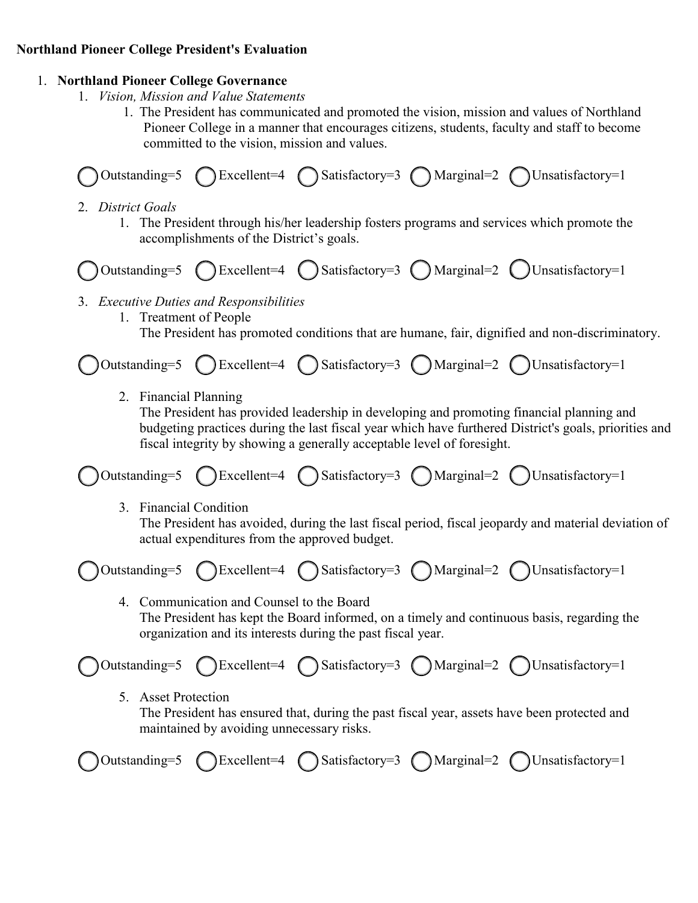**Northland Pioneer College President's Evaluation**

1. **Northland Pioneer College Governance**
    1. *Vision, Mission and Value Statements*
        1. The President has communicated and promoted the vision, mission and values of Northland Pioneer College in a manner that encourages citizens, students, faculty and staff to become committed to the vision, mission and values.

◯ Outstanding=5 ◯ Excellent=4 ◯ Satisfactory=3 ◯ Marginal=2 ◯ Unsatisfactory=1

    2. *District Goals*
        1. The President through his/her leadership fosters programs and services which promote the accomplishments of the District's goals.

◯ Outstanding=5 ◯ Excellent=4 ◯ Satisfactory=3 ◯ Marginal=2 ◯ Unsatisfactory=1

    3. *Executive Duties and Responsibilities*
        1. Treatment of People
           The President has promoted conditions that are humane, fair, dignified and non-discriminatory.

◯ Outstanding=5 ◯ Excellent=4 ◯ Satisfactory=3 ◯ Marginal=2 ◯ Unsatisfactory=1

        2. Financial Planning
           The President has provided leadership in developing and promoting financial planning and budgeting practices during the last fiscal year which have furthered District's goals, priorities and fiscal integrity by showing a generally acceptable level of foresight.

◯ Outstanding=5 ◯ Excellent=4 ◯ Satisfactory=3 ◯ Marginal=2 ◯ Unsatisfactory=1

        3. Financial Condition
           The President has avoided, during the last fiscal period, fiscal jeopardy and material deviation of actual expenditures from the approved budget.

◯ Outstanding=5 ◯ Excellent=4 ◯ Satisfactory=3 ◯ Marginal=2 ◯ Unsatisfactory=1

        4. Communication and Counsel to the Board
           The President has kept the Board informed, on a timely and continuous basis, regarding the organization and its interests during the past fiscal year.

◯ Outstanding=5 ◯ Excellent=4 ◯ Satisfactory=3 ◯ Marginal=2 ◯ Unsatisfactory=1

        5. Asset Protection
           The President has ensured that, during the past fiscal year, assets have been protected and maintained by avoiding unnecessary risks.

◯ Outstanding=5 ◯ Excellent=4 ◯ Satisfactory=3 ◯ Marginal=2 ◯ Unsatisfactory=1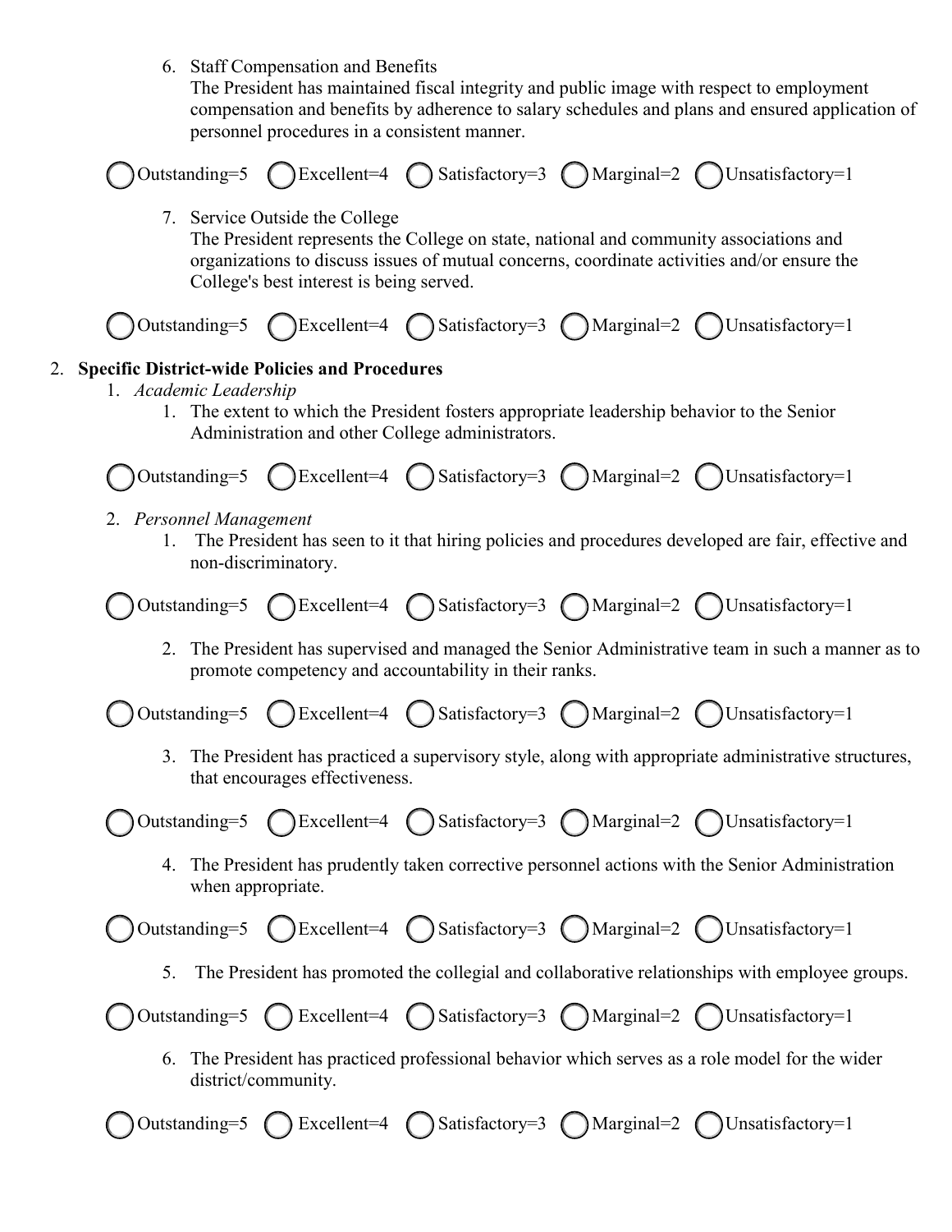6. Staff Compensation and Benefits
   The President has maintained fiscal integrity and public image with respect to employment compensation and benefits by adherence to salary schedules and plans and ensured application of personnel procedures in a consistent manner.

◯ Outstanding=5 ◯ Excellent=4 ◯ Satisfactory=3 ◯ Marginal=2 ◯ Unsatisfactory=1

7. Service Outside the College
   The President represents the College on state, national and community associations and organizations to discuss issues of mutual concerns, coordinate activities and/or ensure the College's best interest is being served.

◯ Outstanding=5 ◯ Excellent=4 ◯ Satisfactory=3 ◯ Marginal=2 ◯ Unsatisfactory=1

2. **Specific District-wide Policies and Procedures**
   1. *Academic Leadership*
      1. The extent to which the President fosters appropriate leadership behavior to the Senior Administration and other College administrators.

◯ Outstanding=5 ◯ Excellent=4 ◯ Satisfactory=3 ◯ Marginal=2 ◯ Unsatisfactory=1

   2. *Personnel Management*
      1. The President has seen to it that hiring policies and procedures developed are fair, effective and non-discriminatory.

◯ Outstanding=5 ◯ Excellent=4 ◯ Satisfactory=3 ◯ Marginal=2 ◯ Unsatisfactory=1

      2. The President has supervised and managed the Senior Administrative team in such a manner as to promote competency and accountability in their ranks.

◯ Outstanding=5 ◯ Excellent=4 ◯ Satisfactory=3 ◯ Marginal=2 ◯ Unsatisfactory=1

      3. The President has practiced a supervisory style, along with appropriate administrative structures, that encourages effectiveness.

◯ Outstanding=5 ◯ Excellent=4 ◯ Satisfactory=3 ◯ Marginal=2 ◯ Unsatisfactory=1

      4. The President has prudently taken corrective personnel actions with the Senior Administration when appropriate.

◯ Outstanding=5 ◯ Excellent=4 ◯ Satisfactory=3 ◯ Marginal=2 ◯ Unsatisfactory=1

      5. The President has promoted the collegial and collaborative relationships with employee groups.

◯ Outstanding=5 ◯ Excellent=4 ◯ Satisfactory=3 ◯ Marginal=2 ◯ Unsatisfactory=1

      6. The President has practiced professional behavior which serves as a role model for the wider district/community.

◯ Outstanding=5 ◯ Excellent=4 ◯ Satisfactory=3 ◯ Marginal=2 ◯ Unsatisfactory=1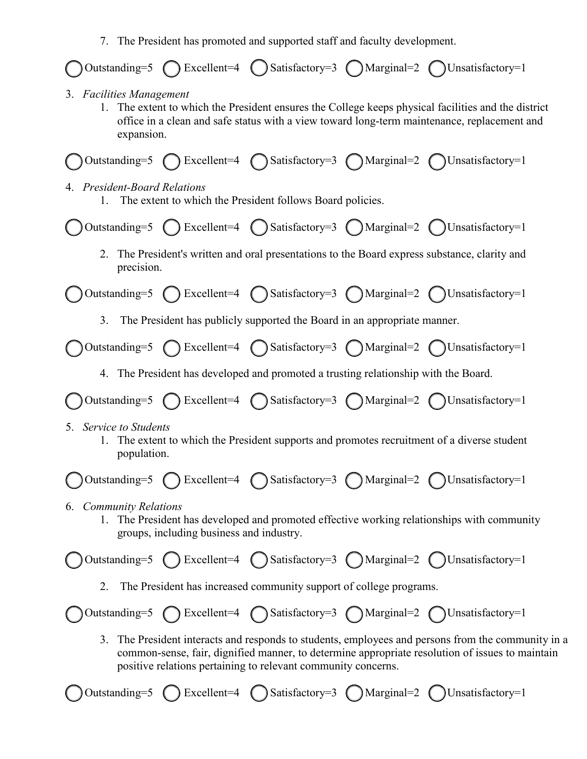7. The President has promoted and supported staff and faculty development.

◯ Outstanding=5 ◯ Excellent=4 ◯ Satisfactory=3 ◯ Marginal=2 ◯ Unsatisfactory=1

3. *Facilities Management*
    1. The extent to which the President ensures the College keeps physical facilities and the district office in a clean and safe status with a view toward long-term maintenance, replacement and expansion.

◯ Outstanding=5 ◯ Excellent=4 ◯ Satisfactory=3 ◯ Marginal=2 ◯ Unsatisfactory=1

4. *President-Board Relations*
    1. The extent to which the President follows Board policies.

◯ Outstanding=5 ◯ Excellent=4 ◯ Satisfactory=3 ◯ Marginal=2 ◯ Unsatisfactory=1

2. The President's written and oral presentations to the Board express substance, clarity and precision.

◯ Outstanding=5 ◯ Excellent=4 ◯ Satisfactory=3 ◯ Marginal=2 ◯ Unsatisfactory=1

3. The President has publicly supported the Board in an appropriate manner.

◯ Outstanding=5 ◯ Excellent=4 ◯ Satisfactory=3 ◯ Marginal=2 ◯ Unsatisfactory=1

4. The President has developed and promoted a trusting relationship with the Board.

◯ Outstanding=5 ◯ Excellent=4 ◯ Satisfactory=3 ◯ Marginal=2 ◯ Unsatisfactory=1

5. *Service to Students*
    1. The extent to which the President supports and promotes recruitment of a diverse student population.

◯ Outstanding=5 ◯ Excellent=4 ◯ Satisfactory=3 ◯ Marginal=2 ◯ Unsatisfactory=1

6. *Community Relations*
    1. The President has developed and promoted effective working relationships with community groups, including business and industry.

◯ Outstanding=5 ◯ Excellent=4 ◯ Satisfactory=3 ◯ Marginal=2 ◯ Unsatisfactory=1

2. The President has increased community support of college programs.

◯ Outstanding=5 ◯ Excellent=4 ◯ Satisfactory=3 ◯ Marginal=2 ◯ Unsatisfactory=1

3. The President interacts and responds to students, employees and persons from the community in a common-sense, fair, dignified manner, to determine appropriate resolution of issues to maintain positive relations pertaining to relevant community concerns.

◯ Outstanding=5 ◯ Excellent=4 ◯ Satisfactory=3 ◯ Marginal=2 ◯ Unsatisfactory=1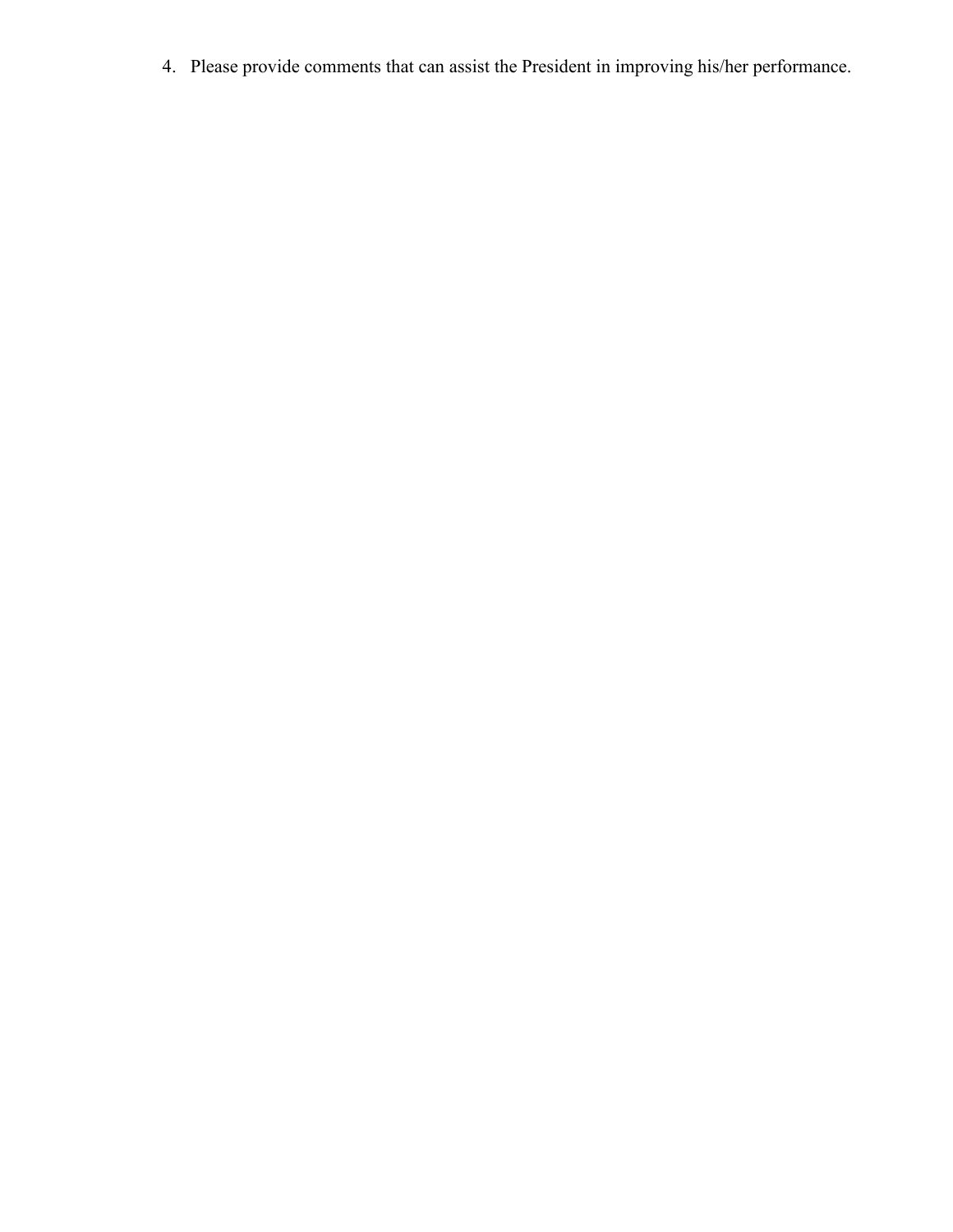4. Please provide comments that can assist the President in improving his/her performance.